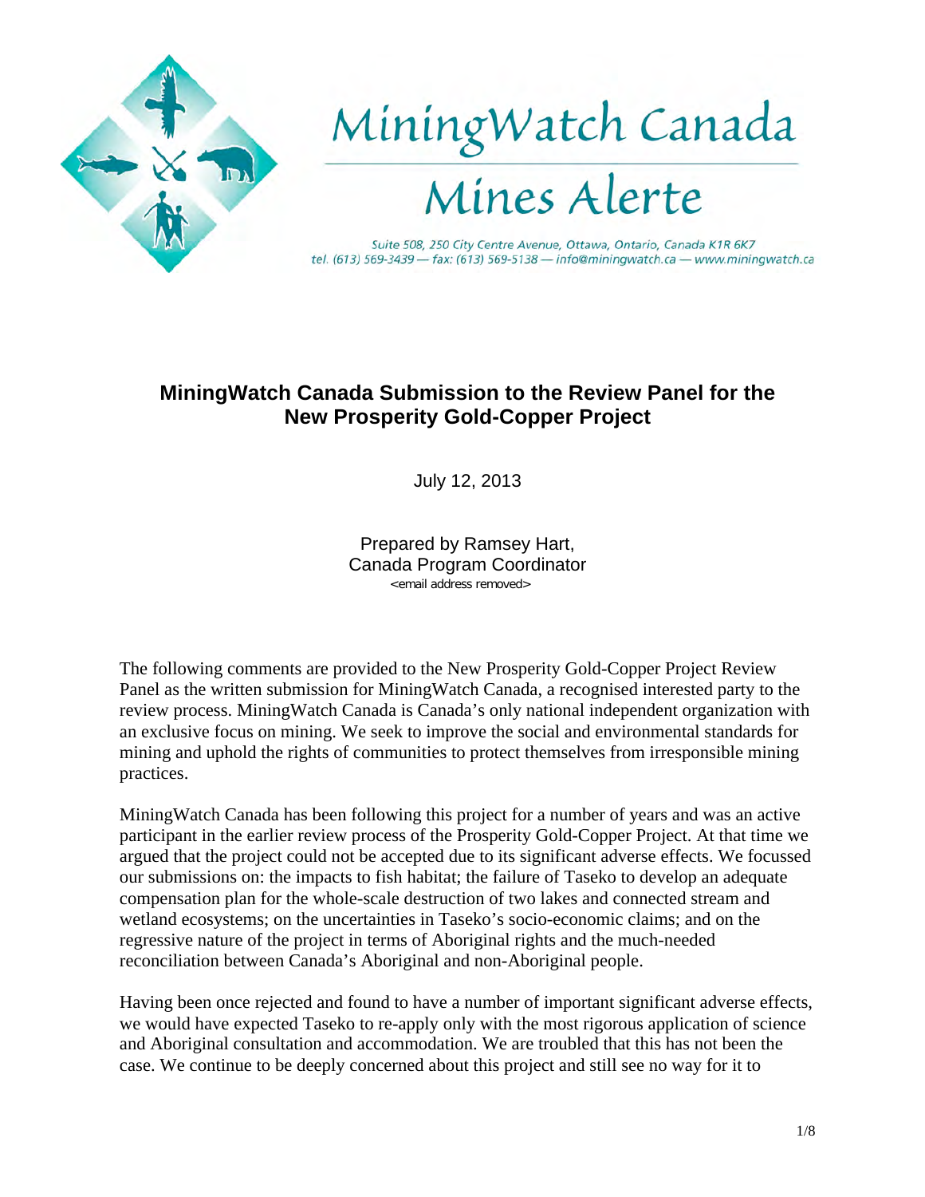# MiningWatch Canada

# Mines Alerte

Suite 508, 250 City Centre Avenue, Ottawa, Ontario, Canada K1R 6K7
tel. (613) 569-3439 — fax: (613) 569-5138 — info@miningwatch.ca — www.miningwatch.ca

## MiningWatch Canada Submission to the Review Panel for the New Prosperity Gold-Copper Project

July 12, 2013

Prepared by Ramsey Hart,
Canada Program Coordinator
<email address removed>

The following comments are provided to the New Prosperity Gold-Copper Project Review Panel as the written submission for MiningWatch Canada, a recognised interested party to the review process. MiningWatch Canada is Canada's only national independent organization with an exclusive focus on mining. We seek to improve the social and environmental standards for mining and uphold the rights of communities to protect themselves from irresponsible mining practices.

MiningWatch Canada has been following this project for a number of years and was an active participant in the earlier review process of the Prosperity Gold-Copper Project. At that time we argued that the project could not be accepted due to its significant adverse effects. We focussed our submissions on: the impacts to fish habitat; the failure of Taseko to develop an adequate compensation plan for the whole-scale destruction of two lakes and connected stream and wetland ecosystems; on the uncertainties in Taseko's socio-economic claims; and on the regressive nature of the project in terms of Aboriginal rights and the much-needed reconciliation between Canada's Aboriginal and non-Aboriginal people.

Having been once rejected and found to have a number of important significant adverse effects, we would have expected Taseko to re-apply only with the most rigorous application of science and Aboriginal consultation and accommodation. We are troubled that this has not been the case. We continue to be deeply concerned about this project and still see no way for it to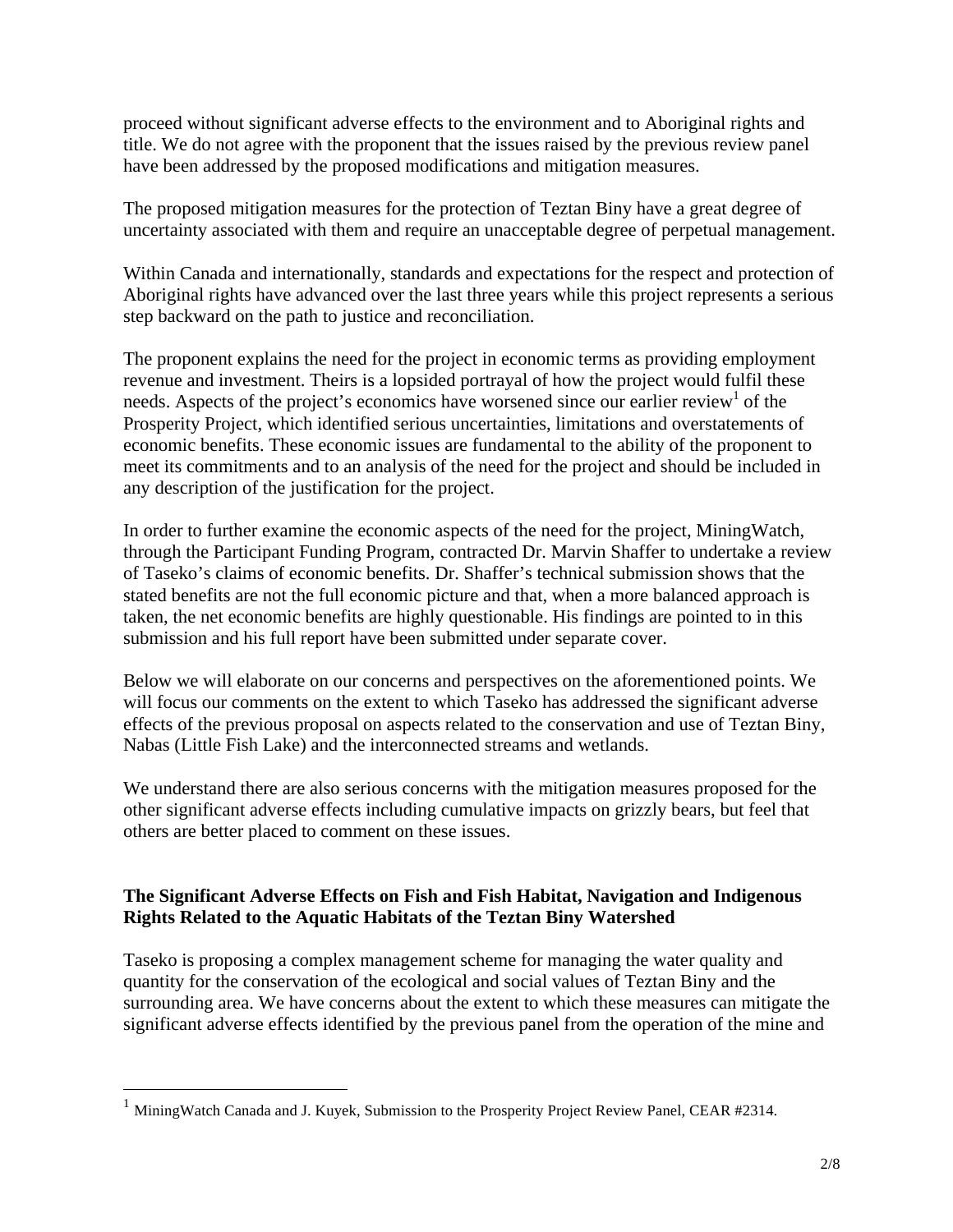proceed without significant adverse effects to the environment and to Aboriginal rights and title. We do not agree with the proponent that the issues raised by the previous review panel have been addressed by the proposed modifications and mitigation measures.

The proposed mitigation measures for the protection of Teztan Biny have a great degree of uncertainty associated with them and require an unacceptable degree of perpetual management.

Within Canada and internationally, standards and expectations for the respect and protection of Aboriginal rights have advanced over the last three years while this project represents a serious step backward on the path to justice and reconciliation.

The proponent explains the need for the project in economic terms as providing employment revenue and investment. Theirs is a lopsided portrayal of how the project would fulfil these needs. Aspects of the project's economics have worsened since our earlier review[1] of the Prosperity Project, which identified serious uncertainties, limitations and overstatements of economic benefits. These economic issues are fundamental to the ability of the proponent to meet its commitments and to an analysis of the need for the project and should be included in any description of the justification for the project.

In order to further examine the economic aspects of the need for the project, MiningWatch, through the Participant Funding Program, contracted Dr. Marvin Shaffer to undertake a review of Taseko's claims of economic benefits. Dr. Shaffer's technical submission shows that the stated benefits are not the full economic picture and that, when a more balanced approach is taken, the net economic benefits are highly questionable. His findings are pointed to in this submission and his full report have been submitted under separate cover.

Below we will elaborate on our concerns and perspectives on the aforementioned points. We will focus our comments on the extent to which Taseko has addressed the significant adverse effects of the previous proposal on aspects related to the conservation and use of Teztan Biny, Nabas (Little Fish Lake) and the interconnected streams and wetlands.

We understand there are also serious concerns with the mitigation measures proposed for the other significant adverse effects including cumulative impacts on grizzly bears, but feel that others are better placed to comment on these issues.

**The Significant Adverse Effects on Fish and Fish Habitat, Navigation and Indigenous Rights Related to the Aquatic Habitats of the Teztan Biny Watershed**

Taseko is proposing a complex management scheme for managing the water quality and quantity for the conservation of the ecological and social values of Teztan Biny and the surrounding area. We have concerns about the extent to which these measures can mitigate the significant adverse effects identified by the previous panel from the operation of the mine and

[1] MiningWatch Canada and J. Kuyek, Submission to the Prosperity Project Review Panel, CEAR #2314.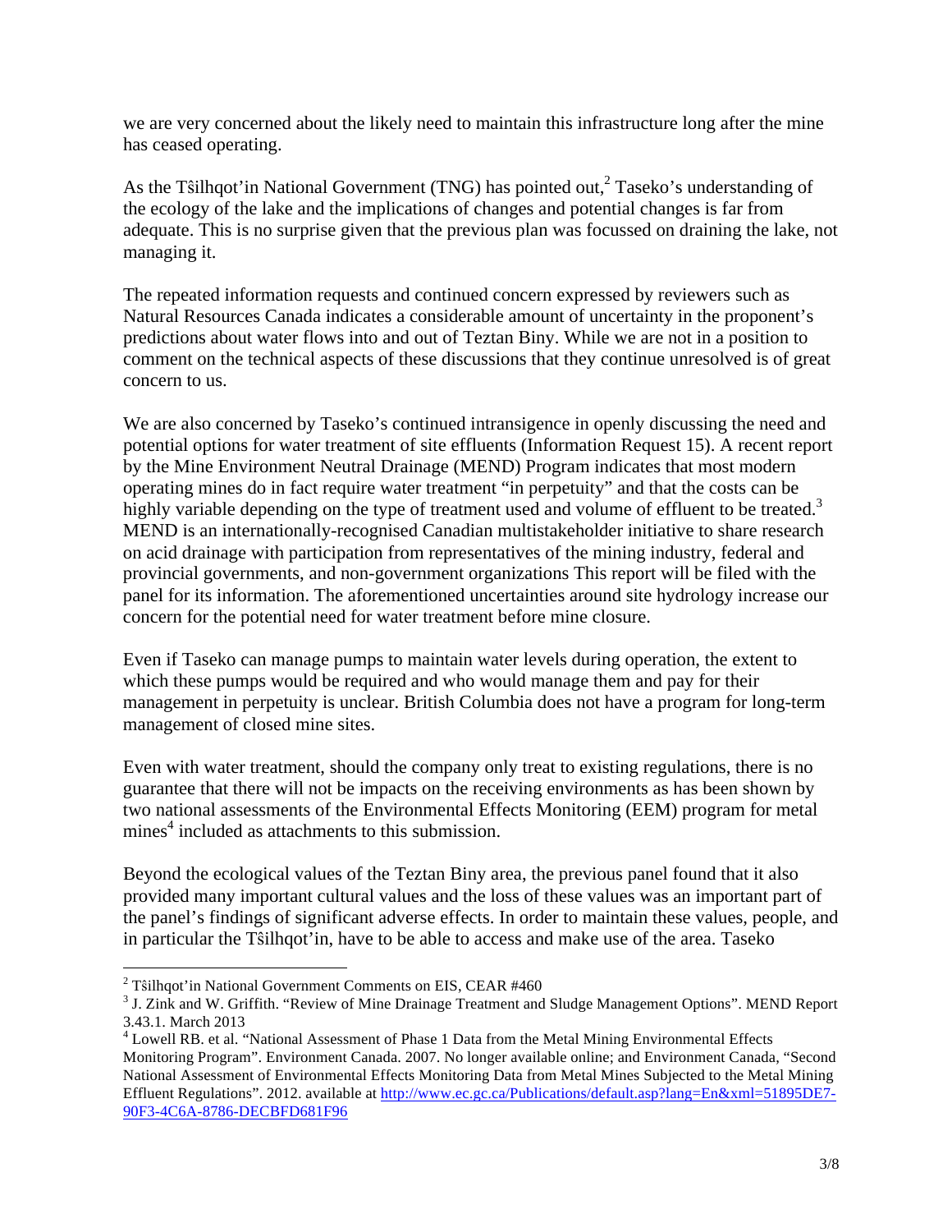we are very concerned about the likely need to maintain this infrastructure long after the mine has ceased operating.

As the Tŝilhqot'in National Government (TNG) has pointed out,[2] Taseko's understanding of the ecology of the lake and the implications of changes and potential changes is far from adequate. This is no surprise given that the previous plan was focussed on draining the lake, not managing it.

The repeated information requests and continued concern expressed by reviewers such as Natural Resources Canada indicates a considerable amount of uncertainty in the proponent's predictions about water flows into and out of Teztan Biny. While we are not in a position to comment on the technical aspects of these discussions that they continue unresolved is of great concern to us.

We are also concerned by Taseko's continued intransigence in openly discussing the need and potential options for water treatment of site effluents (Information Request 15). A recent report by the Mine Environment Neutral Drainage (MEND) Program indicates that most modern operating mines do in fact require water treatment "in perpetuity" and that the costs can be highly variable depending on the type of treatment used and volume of effluent to be treated.[3] MEND is an internationally-recognised Canadian multistakeholder initiative to share research on acid drainage with participation from representatives of the mining industry, federal and provincial governments, and non-government organizations This report will be filed with the panel for its information. The aforementioned uncertainties around site hydrology increase our concern for the potential need for water treatment before mine closure.

Even if Taseko can manage pumps to maintain water levels during operation, the extent to which these pumps would be required and who would manage them and pay for their management in perpetuity is unclear. British Columbia does not have a program for long-term management of closed mine sites.

Even with water treatment, should the company only treat to existing regulations, there is no guarantee that there will not be impacts on the receiving environments as has been shown by two national assessments of the Environmental Effects Monitoring (EEM) program for metal mines[4] included as attachments to this submission.

Beyond the ecological values of the Teztan Biny area, the previous panel found that it also provided many important cultural values and the loss of these values was an important part of the panel's findings of significant adverse effects. In order to maintain these values, people, and in particular the Tŝilhqot'in, have to be able to access and make use of the area. Taseko

---

[2] Tŝilhqot'in National Government Comments on EIS, CEAR #460

[3] J. Zink and W. Griffith. "Review of Mine Drainage Treatment and Sludge Management Options". MEND Report 3.43.1. March 2013

[4] Lowell RB. et al. "National Assessment of Phase 1 Data from the Metal Mining Environmental Effects Monitoring Program". Environment Canada. 2007. No longer available online; and Environment Canada, "Second National Assessment of Environmental Effects Monitoring Data from Metal Mines Subjected to the Metal Mining Effluent Regulations". 2012. available at http://www.ec.gc.ca/Publications/default.asp?lang=En&xml=51895DE7-90F3-4C6A-8786-DECBFD681F96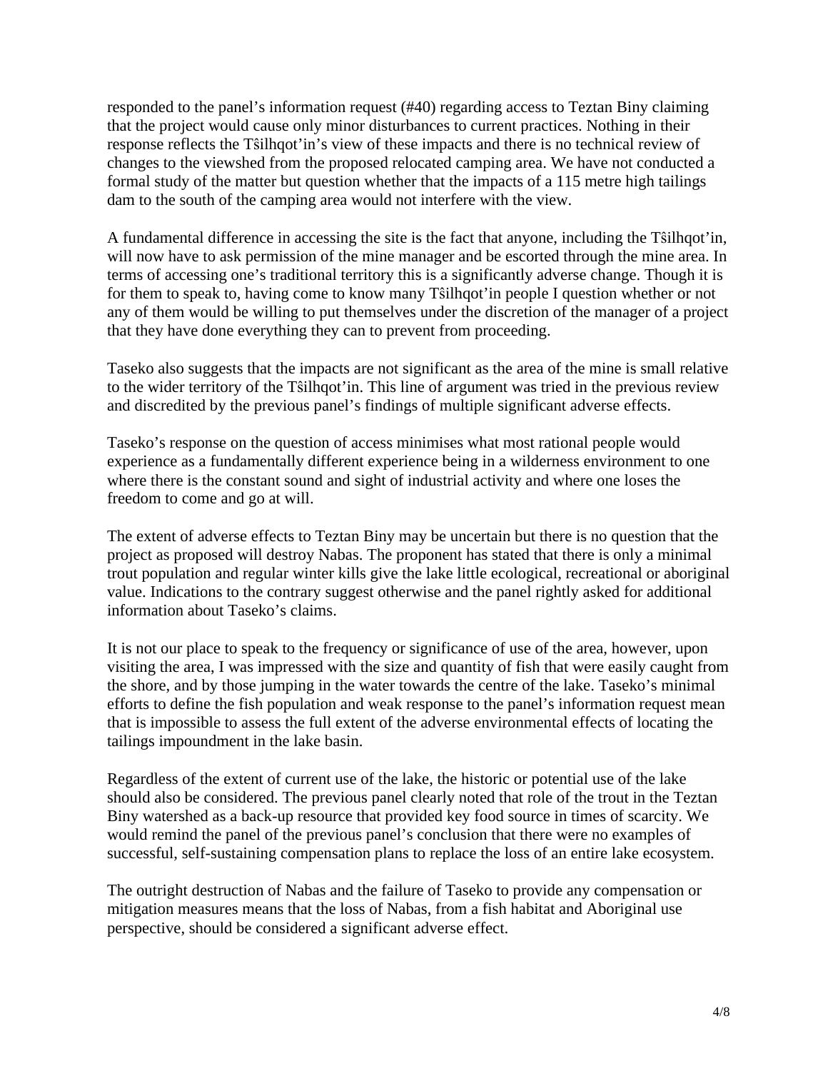responded to the panel's information request (#40) regarding access to Teztan Biny claiming that the project would cause only minor disturbances to current practices. Nothing in their response reflects the Tŝilhqot'in's view of these impacts and there is no technical review of changes to the viewshed from the proposed relocated camping area. We have not conducted a formal study of the matter but question whether that the impacts of a 115 metre high tailings dam to the south of the camping area would not interfere with the view.

A fundamental difference in accessing the site is the fact that anyone, including the Tŝilhqot'in, will now have to ask permission of the mine manager and be escorted through the mine area. In terms of accessing one's traditional territory this is a significantly adverse change. Though it is for them to speak to, having come to know many Tŝilhqot'in people I question whether or not any of them would be willing to put themselves under the discretion of the manager of a project that they have done everything they can to prevent from proceeding.

Taseko also suggests that the impacts are not significant as the area of the mine is small relative to the wider territory of the Tŝilhqot'in. This line of argument was tried in the previous review and discredited by the previous panel's findings of multiple significant adverse effects.

Taseko's response on the question of access minimises what most rational people would experience as a fundamentally different experience being in a wilderness environment to one where there is the constant sound and sight of industrial activity and where one loses the freedom to come and go at will.

The extent of adverse effects to Teztan Biny may be uncertain but there is no question that the project as proposed will destroy Nabas. The proponent has stated that there is only a minimal trout population and regular winter kills give the lake little ecological, recreational or aboriginal value. Indications to the contrary suggest otherwise and the panel rightly asked for additional information about Taseko's claims.

It is not our place to speak to the frequency or significance of use of the area, however, upon visiting the area, I was impressed with the size and quantity of fish that were easily caught from the shore, and by those jumping in the water towards the centre of the lake. Taseko's minimal efforts to define the fish population and weak response to the panel's information request mean that is impossible to assess the full extent of the adverse environmental effects of locating the tailings impoundment in the lake basin.

Regardless of the extent of current use of the lake, the historic or potential use of the lake should also be considered. The previous panel clearly noted that role of the trout in the Teztan Biny watershed as a back-up resource that provided key food source in times of scarcity. We would remind the panel of the previous panel's conclusion that there were no examples of successful, self-sustaining compensation plans to replace the loss of an entire lake ecosystem.

The outright destruction of Nabas and the failure of Taseko to provide any compensation or mitigation measures means that the loss of Nabas, from a fish habitat and Aboriginal use perspective, should be considered a significant adverse effect.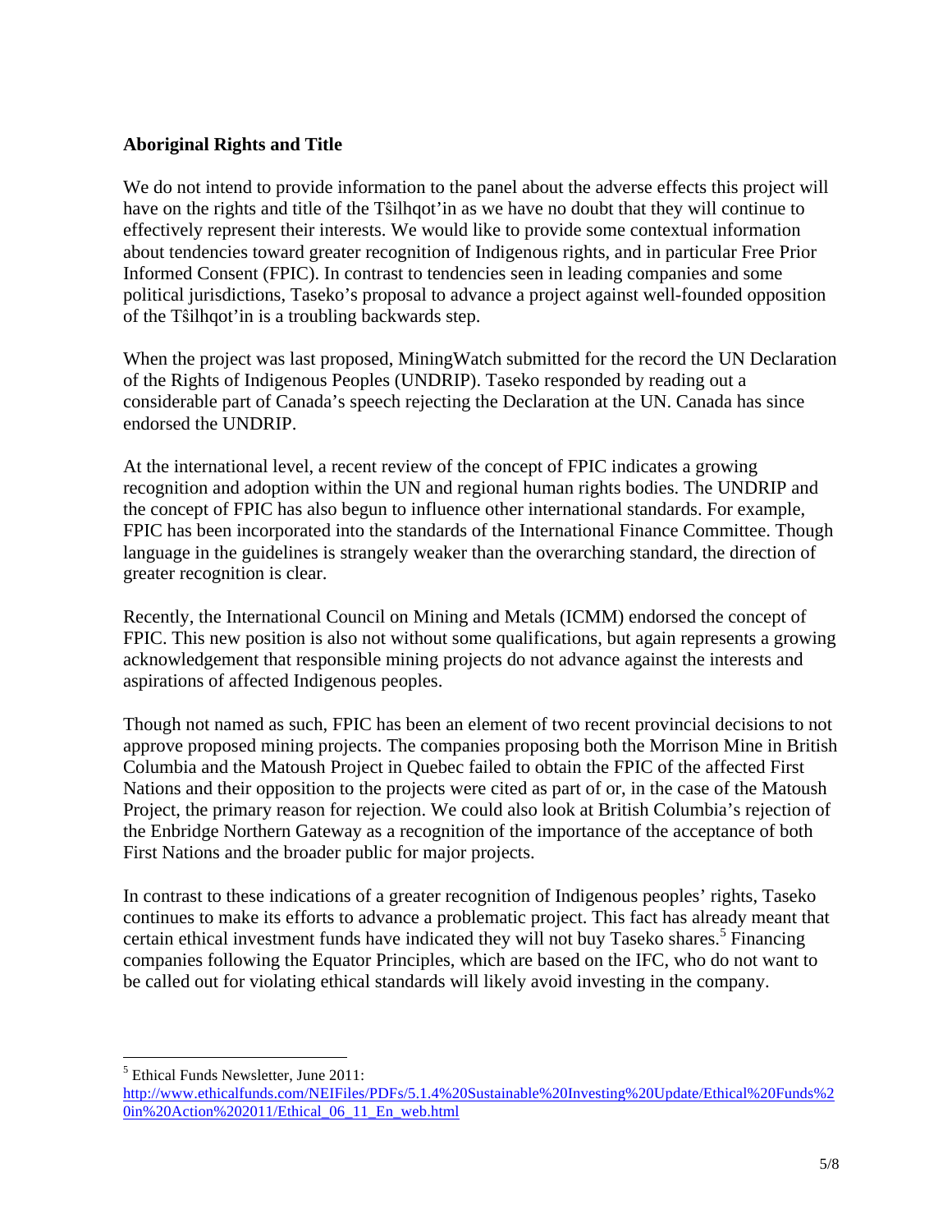**Aboriginal Rights and Title**

We do not intend to provide information to the panel about the adverse effects this project will have on the rights and title of the Tŝilhqot'in as we have no doubt that they will continue to effectively represent their interests. We would like to provide some contextual information about tendencies toward greater recognition of Indigenous rights, and in particular Free Prior Informed Consent (FPIC). In contrast to tendencies seen in leading companies and some political jurisdictions, Taseko's proposal to advance a project against well-founded opposition of the Tŝilhqot'in is a troubling backwards step.

When the project was last proposed, MiningWatch submitted for the record the UN Declaration of the Rights of Indigenous Peoples (UNDRIP). Taseko responded by reading out a considerable part of Canada's speech rejecting the Declaration at the UN. Canada has since endorsed the UNDRIP.

At the international level, a recent review of the concept of FPIC indicates a growing recognition and adoption within the UN and regional human rights bodies. The UNDRIP and the concept of FPIC has also begun to influence other international standards. For example, FPIC has been incorporated into the standards of the International Finance Committee. Though language in the guidelines is strangely weaker than the overarching standard, the direction of greater recognition is clear.

Recently, the International Council on Mining and Metals (ICMM) endorsed the concept of FPIC. This new position is also not without some qualifications, but again represents a growing acknowledgement that responsible mining projects do not advance against the interests and aspirations of affected Indigenous peoples.

Though not named as such, FPIC has been an element of two recent provincial decisions to not approve proposed mining projects. The companies proposing both the Morrison Mine in British Columbia and the Matoush Project in Quebec failed to obtain the FPIC of the affected First Nations and their opposition to the projects were cited as part of or, in the case of the Matoush Project, the primary reason for rejection. We could also look at British Columbia's rejection of the Enbridge Northern Gateway as a recognition of the importance of the acceptance of both First Nations and the broader public for major projects.

In contrast to these indications of a greater recognition of Indigenous peoples' rights, Taseko continues to make its efforts to advance a problematic project. This fact has already meant that certain ethical investment funds have indicated they will not buy Taseko shares.[5] Financing companies following the Equator Principles, which are based on the IFC, who do not want to be called out for violating ethical standards will likely avoid investing in the company.

---

[5] Ethical Funds Newsletter, June 2011: http://www.ethicalfunds.com/NEIFiles/PDFs/5.1.4%20Sustainable%20Investing%20Update/Ethical%20Funds%20in%20Action%202011/Ethical_06_11_En_web.html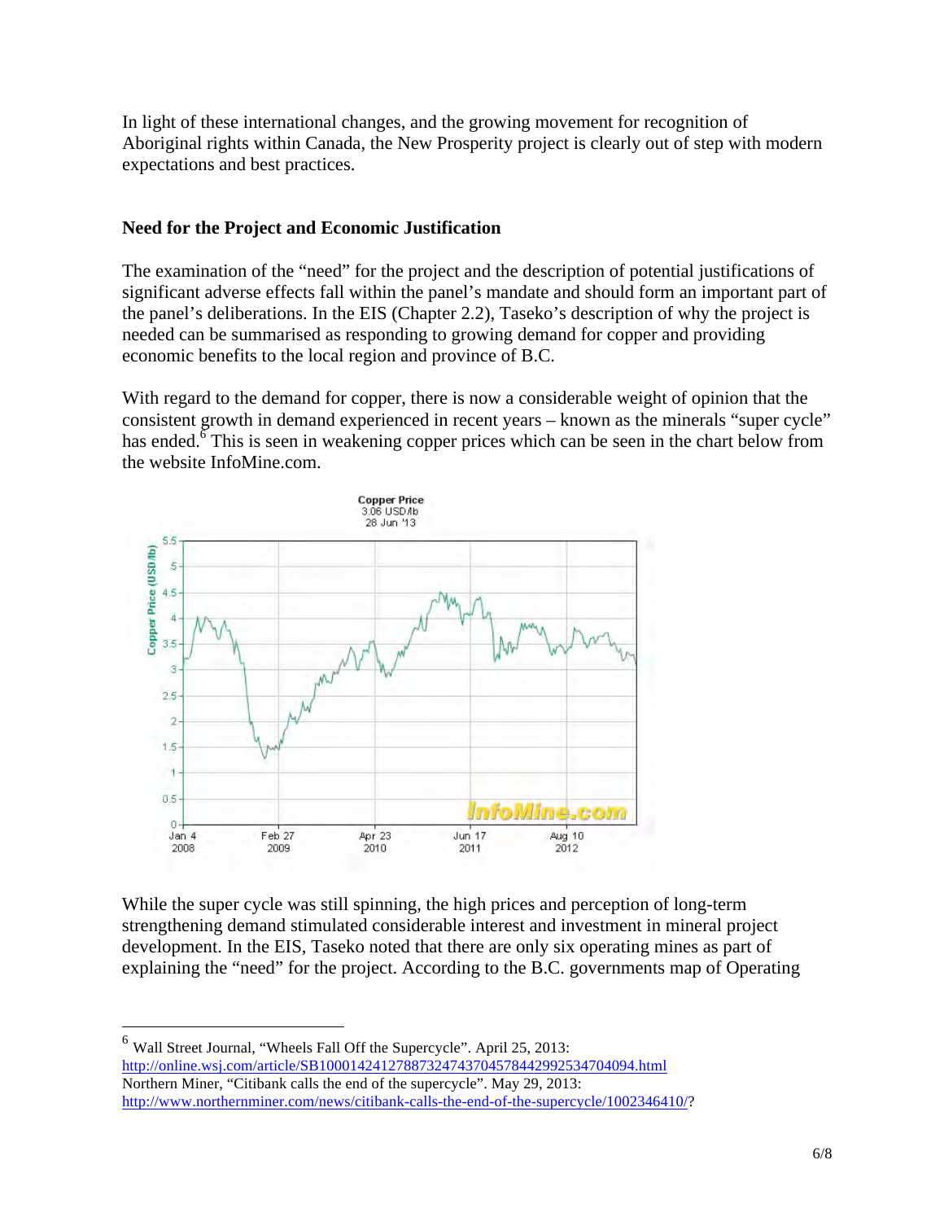In light of these international changes, and the growing movement for recognition of Aboriginal rights within Canada, the New Prosperity project is clearly out of step with modern expectations and best practices.

## Need for the Project and Economic Justification

The examination of the "need" for the project and the description of potential justifications of significant adverse effects fall within the panel's mandate and should form an important part of the panel's deliberations. In the EIS (Chapter 2.2), Taseko's description of why the project is needed can be summarised as responding to growing demand for copper and providing economic benefits to the local region and province of B.C.

With regard to the demand for copper, there is now a considerable weight of opinion that the consistent growth in demand experienced in recent years – known as the minerals "super cycle" has ended.[6] This is seen in weakening copper prices which can be seen in the chart below from the website InfoMine.com.

While the super cycle was still spinning, the high prices and perception of long-term strengthening demand stimulated considerable interest and investment in mineral project development. In the EIS, Taseko noted that there are only six operating mines as part of explaining the "need" for the project. According to the B.C. governments map of Operating

---

[6] Wall Street Journal, "Wheels Fall Off the Supercycle". April 25, 2013: http://online.wsj.com/article/SB10001424127887324743704578442992534704094.html
Northern Miner, "Citibank calls the end of the supercycle". May 29, 2013: http://www.northernminer.com/news/citibank-calls-the-end-of-the-supercycle/1002346410/?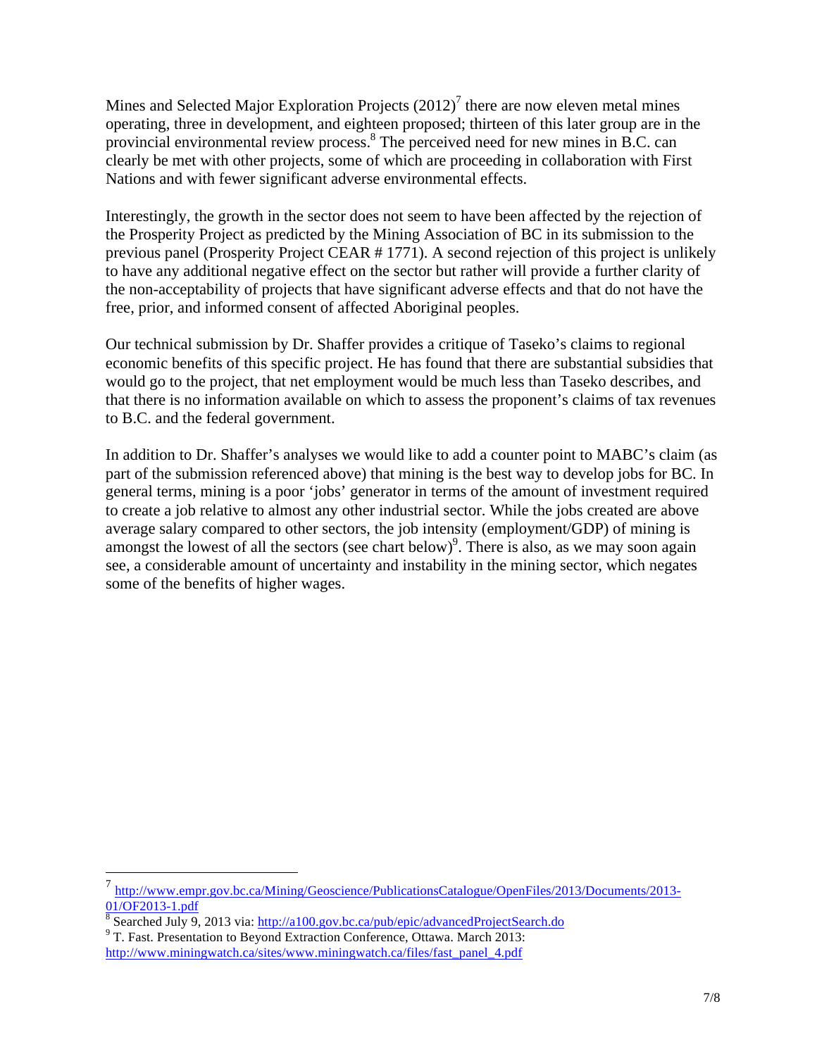Mines and Selected Major Exploration Projects (2012)[7] there are now eleven metal mines operating, three in development, and eighteen proposed; thirteen of this later group are in the provincial environmental review process.[8] The perceived need for new mines in B.C. can clearly be met with other projects, some of which are proceeding in collaboration with First Nations and with fewer significant adverse environmental effects.

Interestingly, the growth in the sector does not seem to have been affected by the rejection of the Prosperity Project as predicted by the Mining Association of BC in its submission to the previous panel (Prosperity Project CEAR # 1771). A second rejection of this project is unlikely to have any additional negative effect on the sector but rather will provide a further clarity of the non-acceptability of projects that have significant adverse effects and that do not have the free, prior, and informed consent of affected Aboriginal peoples.

Our technical submission by Dr. Shaffer provides a critique of Taseko's claims to regional economic benefits of this specific project. He has found that there are substantial subsidies that would go to the project, that net employment would be much less than Taseko describes, and that there is no information available on which to assess the proponent's claims of tax revenues to B.C. and the federal government.

In addition to Dr. Shaffer's analyses we would like to add a counter point to MABC's claim (as part of the submission referenced above) that mining is the best way to develop jobs for BC. In general terms, mining is a poor 'jobs' generator in terms of the amount of investment required to create a job relative to almost any other industrial sector. While the jobs created are above average salary compared to other sectors, the job intensity (employment/GDP) of mining is amongst the lowest of all the sectors (see chart below)[9]. There is also, as we may soon again see, a considerable amount of uncertainty and instability in the mining sector, which negates some of the benefits of higher wages.

---

[7] http://www.empr.gov.bc.ca/Mining/Geoscience/PublicationsCatalogue/OpenFiles/2013/Documents/2013-01/OF2013-1.pdf

[8] Searched July 9, 2013 via: http://a100.gov.bc.ca/pub/epic/advancedProjectSearch.do

[9] T. Fast. Presentation to Beyond Extraction Conference, Ottawa. March 2013: http://www.miningwatch.ca/sites/www.miningwatch.ca/files/fast_panel_4.pdf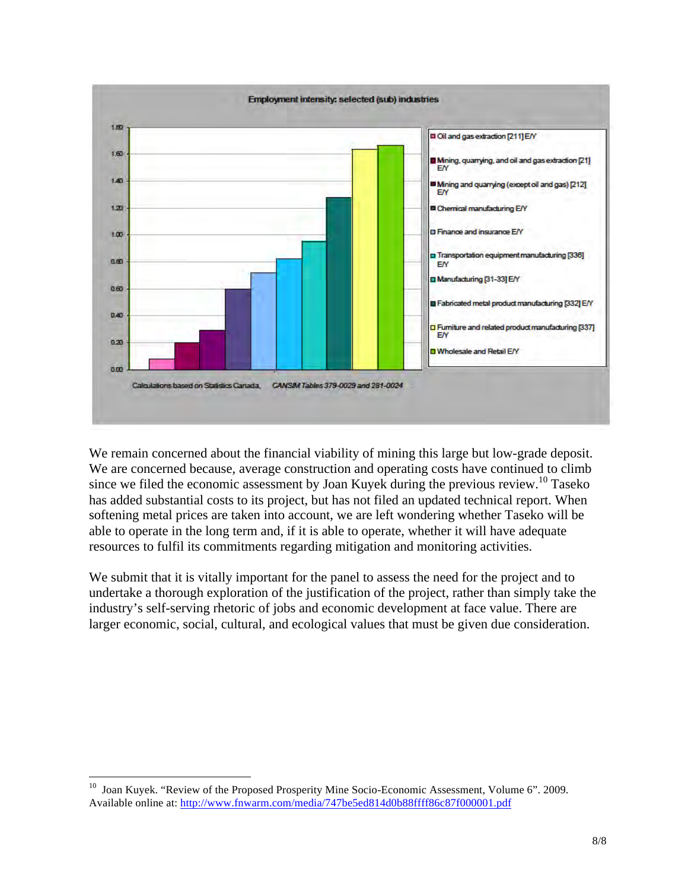Employment intensity: selected (sub) industries

1.80
1.60
1.40
1.20
1.00
0.80
0.60
0.40
0.20
0.00

Oil and gas extraction [211] E/Y
Mining, quarrying, and oil and gas extraction [21] E/Y
Mining and quarrying (except oil and gas) [212] E/Y
Chemical manufacturing E/Y
Finance and insurance E/Y
Transportation equipment manufacturing [336] E/Y
Manufacturing [31-33] E/Y
Fabricated metal product manufacturing [332] E/Y
Furniture and related product manufacturing [337] E/Y
Wholesale and Retail E/Y

Calculations based on Statistics Canada, *CANSIM Tables 379-0029 and 281-0024*

We remain concerned about the financial viability of mining this large but low-grade deposit. We are concerned because, average construction and operating costs have continued to climb since we filed the economic assessment by Joan Kuyek during the previous review.[10] Taseko has added substantial costs to its project, but has not filed an updated technical report. When softening metal prices are taken into account, we are left wondering whether Taseko will be able to operate in the long term and, if it is able to operate, whether it will have adequate resources to fulfil its commitments regarding mitigation and monitoring activities.

We submit that it is vitally important for the panel to assess the need for the project and to undertake a thorough exploration of the justification of the project, rather than simply take the industry's self-serving rhetoric of jobs and economic development at face value. There are larger economic, social, cultural, and ecological values that must be given due consideration.

[10] Joan Kuyek. "Review of the Proposed Prosperity Mine Socio-Economic Assessment, Volume 6". 2009. Available online at: http://www.fnwarm.com/media/747be5ed814d0b88ffff86c87f000001.pdf